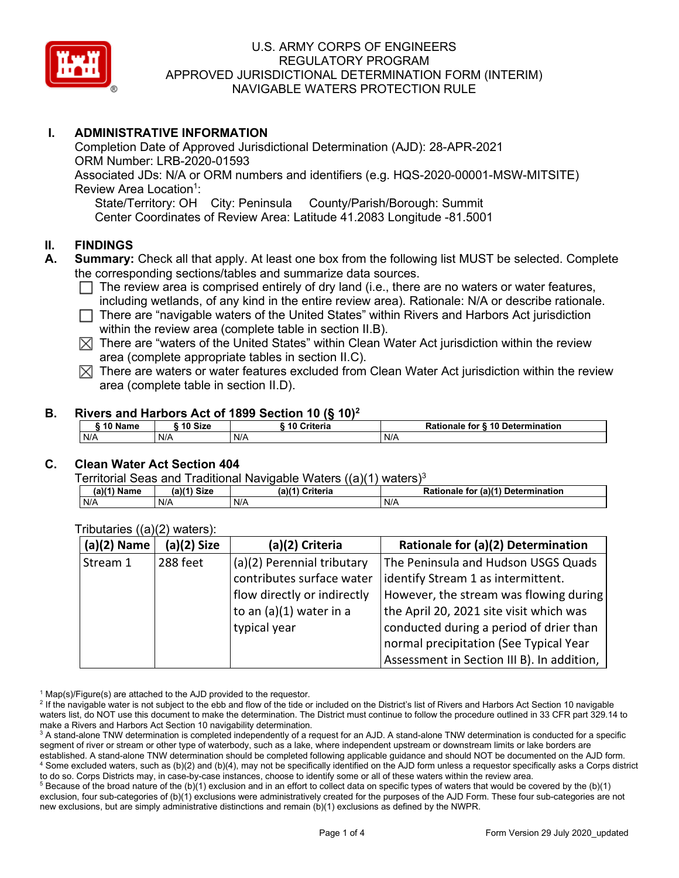# U.S. ARMY CORPS OF ENGINEERS
# REGULATORY PROGRAM
# APPROVED JURISDICTIONAL DETERMINATION FORM (INTERIM)
# NAVIGABLE WATERS PROTECTION RULE

## I. ADMINISTRATIVE INFORMATION

Completion Date of Approved Jurisdictional Determination (AJD): 28-APR-2021
ORM Number: LRB-2020-01593
Associated JDs: N/A or ORM numbers and identifiers (e.g. HQS-2020-00001-MSW-MITSITE)
Review Area Location[1]:
State/Territory: OH City: Peninsula County/Parish/Borough: Summit
Center Coordinates of Review Area: Latitude 41.2083 Longitude -81.5001

## II. FINDINGS

**A. Summary:** Check all that apply. At least one box from the following list MUST be selected. Complete the corresponding sections/tables and summarize data sources.

- ☐ The review area is comprised entirely of dry land (i.e., there are no waters or water features, including wetlands, of any kind in the entire review area). Rationale: N/A or describe rationale.
- ☐ There are "navigable waters of the United States" within Rivers and Harbors Act jurisdiction within the review area (complete table in section II.B).
- ☒ There are "waters of the United States" within Clean Water Act jurisdiction within the review area (complete appropriate tables in section II.C).
- ☒ There are waters or water features excluded from Clean Water Act jurisdiction within the review area (complete table in section II.D).

**B. Rivers and Harbors Act of 1899 Section 10 (§ 10)[2]**

| § 10 Name | § 10 Size | § 10 Criteria | Rationale for § 10 Determination |
|---|---|---|---|
| N/A | N/A | N/A | N/A |

**C. Clean Water Act Section 404**

Territorial Seas and Traditional Navigable Waters ((a)(1) waters)[3]

| (a)(1) Name | (a)(1) Size | (a)(1) Criteria | Rationale for (a)(1) Determination |
|---|---|---|---|
| N/A | N/A | N/A | N/A |

Tributaries ((a)(2) waters):

| (a)(2) Name | (a)(2) Size | (a)(2) Criteria | Rationale for (a)(2) Determination |
|---|---|---|---|
| Stream 1 | 288 feet | (a)(2) Perennial tributary contributes surface water flow directly or indirectly to an (a)(1) water in a typical year | The Peninsula and Hudson USGS Quads identify Stream 1 as intermittent. However, the stream was flowing during the April 20, 2021 site visit which was conducted during a period of drier than normal precipitation (See Typical Year Assessment in Section III B). In addition, |

[1] Map(s)/Figure(s) are attached to the AJD provided to the requestor.
[2] If the navigable water is not subject to the ebb and flow of the tide or included on the District's list of Rivers and Harbors Act Section 10 navigable waters list, do NOT use this document to make the determination. The District must continue to follow the procedure outlined in 33 CFR part 329.14 to make a Rivers and Harbors Act Section 10 navigability determination.
[3] A stand-alone TNW determination is completed independently of a request for an AJD. A stand-alone TNW determination is conducted for a specific segment of river or stream or other type of waterbody, such as a lake, where independent upstream or downstream limits or lake borders are established. A stand-alone TNW determination should be completed following applicable guidance and should NOT be documented on the AJD form.
[4] Some excluded waters, such as (b)(2) and (b)(4), may not be specifically identified on the AJD form unless a requestor specifically asks a Corps district to do so. Corps Districts may, in case-by-case instances, choose to identify some or all of these waters within the review area.
[5] Because of the broad nature of the (b)(1) exclusion and in an effort to collect data on specific types of waters that would be covered by the (b)(1) exclusion, four sub-categories of (b)(1) exclusions were administratively created for the purposes of the AJD Form. These four sub-categories are not new exclusions, but are simply administrative distinctions and remain (b)(1) exclusions as defined by the NWPR.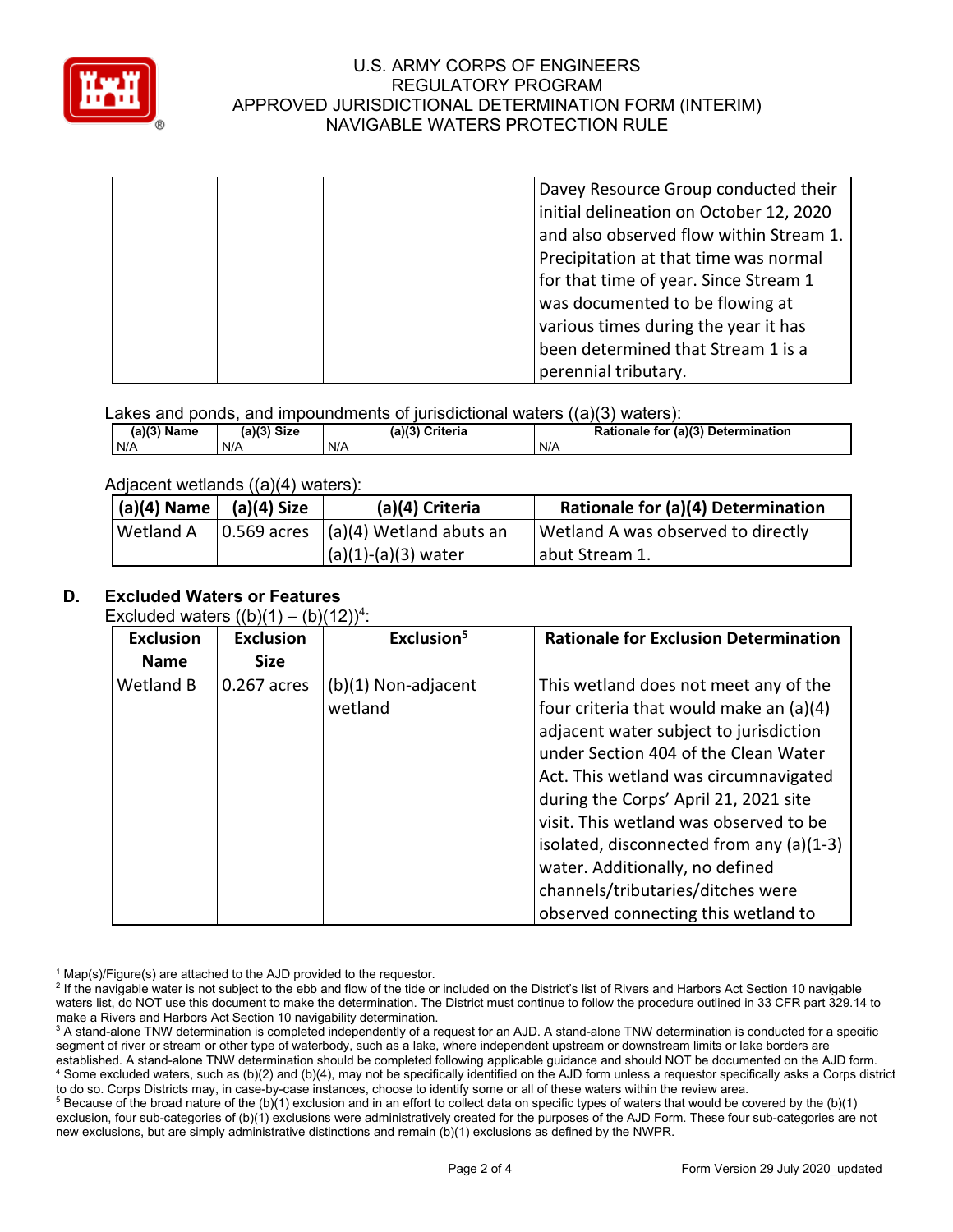| | | | Davey Resource Group conducted their initial delineation on October 12, 2020 and also observed flow within Stream 1. Precipitation at that time was normal for that time of year. Since Stream 1 was documented to be flowing at various times during the year it has been determined that Stream 1 is a perennial tributary. |
|---|---|---|---|

Lakes and ponds, and impoundments of jurisdictional waters ((a)(3) waters):

| (a)(3) Name | (a)(3) Size | (a)(3) Criteria | Rationale for (a)(3) Determination |
|---|---|---|---|
| N/A | N/A | N/A | N/A |

Adjacent wetlands ((a)(4) waters):

| (a)(4) Name | (a)(4) Size | (a)(4) Criteria | Rationale for (a)(4) Determination |
|---|---|---|---|
| Wetland A | 0.569 acres | (a)(4) Wetland abuts an (a)(1)-(a)(3) water | Wetland A was observed to directly abut Stream 1. |

## D. Excluded Waters or Features

Excluded waters ((b)(1) – (b)(12))[4]:

| Exclusion Name | Exclusion Size | Exclusion[5] | Rationale for Exclusion Determination |
|---|---|---|---|
| Wetland B | 0.267 acres | (b)(1) Non-adjacent wetland | This wetland does not meet any of the four criteria that would make an (a)(4) adjacent water subject to jurisdiction under Section 404 of the Clean Water Act. This wetland was circumnavigated during the Corps' April 21, 2021 site visit. This wetland was observed to be isolated, disconnected from any (a)(1-3) water. Additionally, no defined channels/tributaries/ditches were observed connecting this wetland to |

[1] Map(s)/Figure(s) are attached to the AJD provided to the requestor.
[2] If the navigable water is not subject to the ebb and flow of the tide or included on the District's list of Rivers and Harbors Act Section 10 navigable waters list, do NOT use this document to make the determination. The District must continue to follow the procedure outlined in 33 CFR part 329.14 to make a Rivers and Harbors Act Section 10 navigability determination.
[3] A stand-alone TNW determination is completed independently of a request for an AJD. A stand-alone TNW determination is conducted for a specific segment of river or stream or other type of waterbody, such as a lake, where independent upstream or downstream limits or lake borders are established. A stand-alone TNW determination should be completed following applicable guidance and should NOT be documented on the AJD form.
[4] Some excluded waters, such as (b)(2) and (b)(4), may not be specifically identified on the AJD form unless a requestor specifically asks a Corps district to do so. Corps Districts may, in case-by-case instances, choose to identify some or all of these waters within the review area.
[5] Because of the broad nature of the (b)(1) exclusion and in an effort to collect data on specific types of waters that would be covered by the (b)(1) exclusion, four sub-categories of (b)(1) exclusions were administratively created for the purposes of the AJD Form. These four sub-categories are not new exclusions, but are simply administrative distinctions and remain (b)(1) exclusions as defined by the NWPR.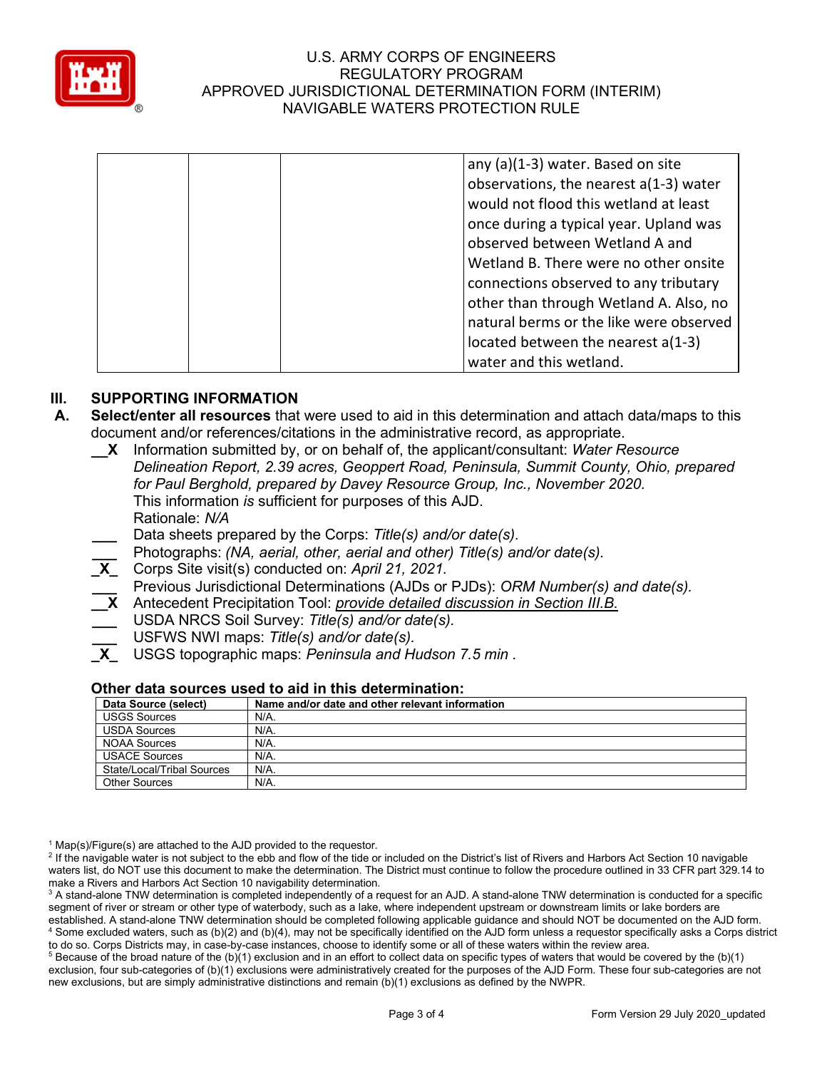| | | | any (a)(1-3) water. Based on site observations, the nearest a(1-3) water would not flood this wetland at least once during a typical year. Upland was observed between Wetland A and Wetland B. There were no other onsite connections observed to any tributary other than through Wetland A. Also, no natural berms or the like were observed located between the nearest a(1-3) water and this wetland. |
|---|---|---|---|

## III. SUPPORTING INFORMATION

**A. Select/enter all resources** that were used to aid in this determination and attach data/maps to this document and/or references/citations in the administrative record, as appropriate.

__X Information submitted by, or on behalf of, the applicant/consultant: *Water Resource Delineation Report, 2.39 acres, Geoppert Road, Peninsula, Summit County, Ohio, prepared for Paul Berghold, prepared by Davey Resource Group, Inc., November 2020.*
This information *is* sufficient for purposes of this AJD.
Rationale: *N/A*

___ Data sheets prepared by the Corps: *Title(s) and/or date(s).*

___ Photographs: *(NA, aerial, other, aerial and other) Title(s) and/or date(s).*

_X_ Corps Site visit(s) conducted on: *April 21, 2021.*

___ Previous Jurisdictional Determinations (AJDs or PJDs): *ORM Number(s) and date(s).*

__X Antecedent Precipitation Tool: *provide detailed discussion in Section III.B.*

___ USDA NRCS Soil Survey: *Title(s) and/or date(s).*

___ USFWS NWI maps: *Title(s) and/or date(s).*

_X_ USGS topographic maps: *Peninsula and Hudson 7.5 min .*

### Other data sources used to aid in this determination:

| Data Source (select) | Name and/or date and other relevant information |
|---|---|
| USGS Sources | N/A. |
| USDA Sources | N/A. |
| NOAA Sources | N/A. |
| USACE Sources | N/A. |
| State/Local/Tribal Sources | N/A. |
| Other Sources | N/A. |

[1] Map(s)/Figure(s) are attached to the AJD provided to the requestor.
[2] If the navigable water is not subject to the ebb and flow of the tide or included on the District's list of Rivers and Harbors Act Section 10 navigable waters list, do NOT use this document to make the determination. The District must continue to follow the procedure outlined in 33 CFR part 329.14 to make a Rivers and Harbors Act Section 10 navigability determination.
[3] A stand-alone TNW determination is completed independently of a request for an AJD. A stand-alone TNW determination is conducted for a specific segment of river or stream or other type of waterbody, such as a lake, where independent upstream or downstream limits or lake borders are established. A stand-alone TNW determination should be completed following applicable guidance and should NOT be documented on the AJD form.
[4] Some excluded waters, such as (b)(2) and (b)(4), may not be specifically identified on the AJD form unless a requestor specifically asks a Corps district to do so. Corps Districts may, in case-by-case instances, choose to identify some or all of these waters within the review area.
[5] Because of the broad nature of the (b)(1) exclusion and in an effort to collect data on specific types of waters that would be covered by the (b)(1) exclusion, four sub-categories of (b)(1) exclusions were administratively created for the purposes of the AJD Form. These four sub-categories are not new exclusions, but are simply administrative distinctions and remain (b)(1) exclusions as defined by the NWPR.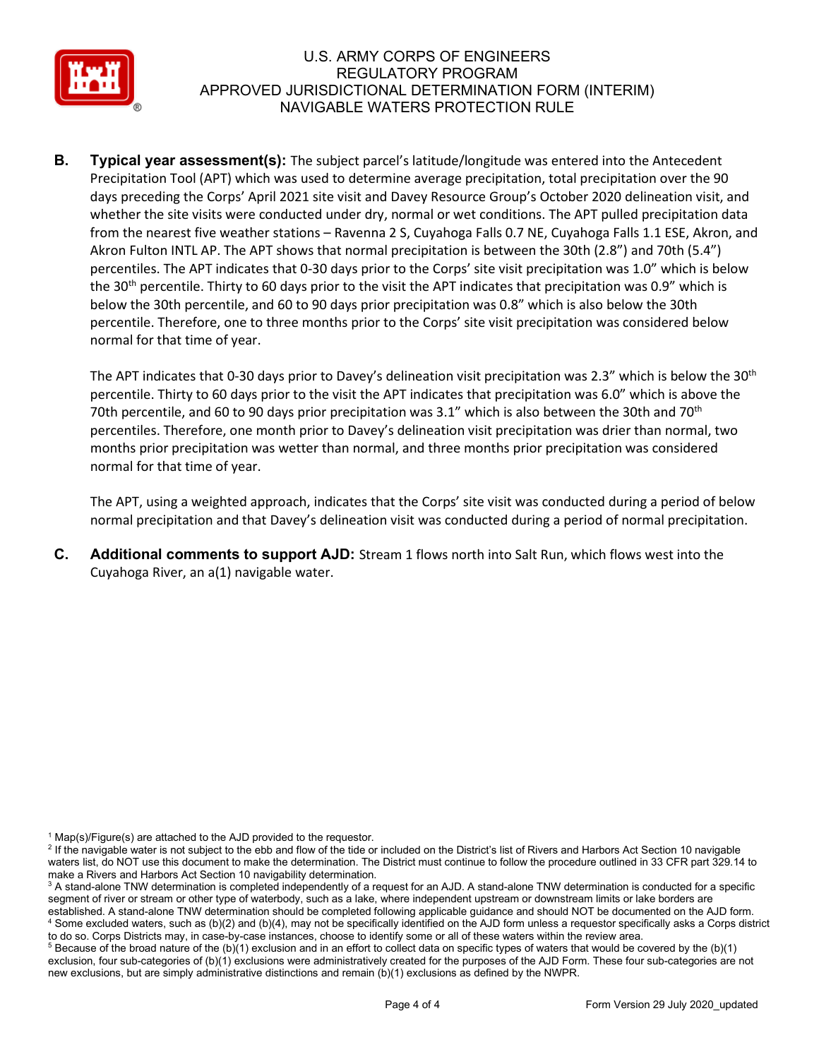**B. Typical year assessment(s):** The subject parcel's latitude/longitude was entered into the Antecedent Precipitation Tool (APT) which was used to determine average precipitation, total precipitation over the 90 days preceding the Corps' April 2021 site visit and Davey Resource Group's October 2020 delineation visit, and whether the site visits were conducted under dry, normal or wet conditions. The APT pulled precipitation data from the nearest five weather stations – Ravenna 2 S, Cuyahoga Falls 0.7 NE, Cuyahoga Falls 1.1 ESE, Akron, and Akron Fulton INTL AP. The APT shows that normal precipitation is between the 30th (2.8") and 70th (5.4") percentiles. The APT indicates that 0-30 days prior to the Corps' site visit precipitation was 1.0" which is below the 30th percentile. Thirty to 60 days prior to the visit the APT indicates that precipitation was 0.9" which is below the 30th percentile, and 60 to 90 days prior precipitation was 0.8" which is also below the 30th percentile. Therefore, one to three months prior to the Corps' site visit precipitation was considered below normal for that time of year.

The APT indicates that 0-30 days prior to Davey's delineation visit precipitation was 2.3" which is below the 30th percentile. Thirty to 60 days prior to the visit the APT indicates that precipitation was 6.0" which is above the 70th percentile, and 60 to 90 days prior precipitation was 3.1" which is also between the 30th and 70th percentiles. Therefore, one month prior to Davey's delineation visit precipitation was drier than normal, two months prior precipitation was wetter than normal, and three months prior precipitation was considered normal for that time of year.

The APT, using a weighted approach, indicates that the Corps' site visit was conducted during a period of below normal precipitation and that Davey's delineation visit was conducted during a period of normal precipitation.

**C. Additional comments to support AJD:** Stream 1 flows north into Salt Run, which flows west into the Cuyahoga River, an a(1) navigable water.

[1] Map(s)/Figure(s) are attached to the AJD provided to the requestor.
[2] If the navigable water is not subject to the ebb and flow of the tide or included on the District's list of Rivers and Harbors Act Section 10 navigable waters list, do NOT use this document to make the determination. The District must continue to follow the procedure outlined in 33 CFR part 329.14 to make a Rivers and Harbors Act Section 10 navigability determination.
[3] A stand-alone TNW determination is completed independently of a request for an AJD. A stand-alone TNW determination is conducted for a specific segment of river or stream or other type of waterbody, such as a lake, where independent upstream or downstream limits or lake borders are established. A stand-alone TNW determination should be completed following applicable guidance and should NOT be documented on the AJD form.
[4] Some excluded waters, such as (b)(2) and (b)(4), may not be specifically identified on the AJD form unless a requestor specifically asks a Corps district to do so. Corps Districts may, in case-by-case instances, choose to identify some or all of these waters within the review area.
[5] Because of the broad nature of the (b)(1) exclusion and in an effort to collect data on specific types of waters that would be covered by the (b)(1) exclusion, four sub-categories of (b)(1) exclusions were administratively created for the purposes of the AJD Form. These four sub-categories are not new exclusions, but are simply administrative distinctions and remain (b)(1) exclusions as defined by the NWPR.